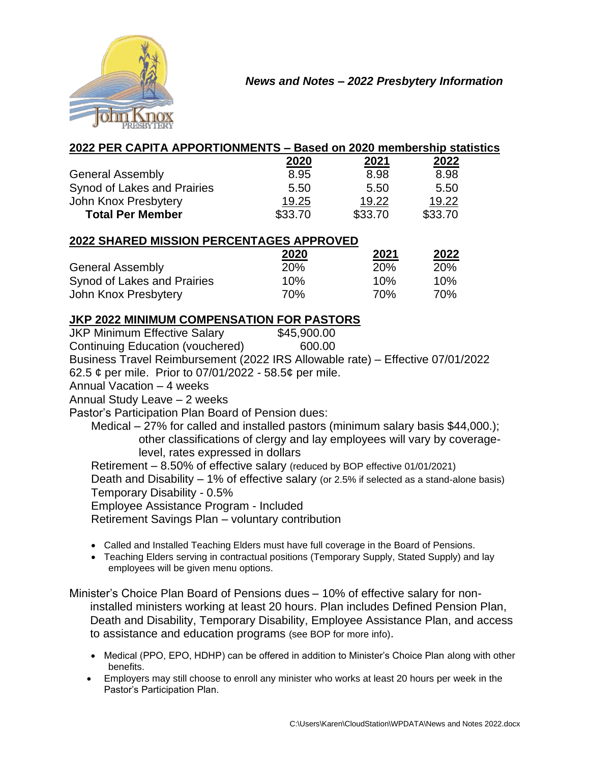*News and Notes – 2022 Presbytery Information*

## 2022 PER CAPITA APPORTIONMENTS – Based on 2020 membership statistics

| | 2020 | 2021 | 2022 |
|---|---|---|---|
| General Assembly | 8.95 | 8.98 | 8.98 |
| Synod of Lakes and Prairies | 5.50 | 5.50 | 5.50 |
| John Knox Presbytery | 19.25 | 19.22 | 19.22 |
| **Total Per Member** | $33.70 | $33.70 | $33.70 |

## 2022 SHARED MISSION PERCENTAGES APPROVED

| | 2020 | 2021 | 2022 |
|---|---|---|---|
| General Assembly | 20% | 20% | 20% |
| Synod of Lakes and Prairies | 10% | 10% | 10% |
| John Knox Presbytery | 70% | 70% | 70% |

## JKP 2022 MINIMUM COMPENSATION FOR PASTORS

JKP Minimum Effective Salary $45,900.00

Continuing Education (vouchered) 600.00

Business Travel Reimbursement (2022 IRS Allowable rate) – Effective 07/01/2022 62.5 ¢ per mile. Prior to 07/01/2022 - 58.5¢ per mile.

Annual Vacation – 4 weeks

Annual Study Leave – 2 weeks

Pastor's Participation Plan Board of Pension dues:

Medical – 27% for called and installed pastors (minimum salary basis $44,000.); other classifications of clergy and lay employees will vary by coverage-level, rates expressed in dollars

Retirement – 8.50% of effective salary (reduced by BOP effective 01/01/2021)

Death and Disability – 1% of effective salary (or 2.5% if selected as a stand-alone basis)

Temporary Disability - 0.5%

Employee Assistance Program - Included

Retirement Savings Plan – voluntary contribution

- Called and Installed Teaching Elders must have full coverage in the Board of Pensions.
- Teaching Elders serving in contractual positions (Temporary Supply, Stated Supply) and lay employees will be given menu options.

Minister's Choice Plan Board of Pensions dues – 10% of effective salary for non-installed ministers working at least 20 hours. Plan includes Defined Pension Plan, Death and Disability, Temporary Disability, Employee Assistance Plan, and access to assistance and education programs (see BOP for more info).

- Medical (PPO, EPO, HDHP) can be offered in addition to Minister's Choice Plan along with other benefits.
- Employers may still choose to enroll any minister who works at least 20 hours per week in the Pastor's Participation Plan.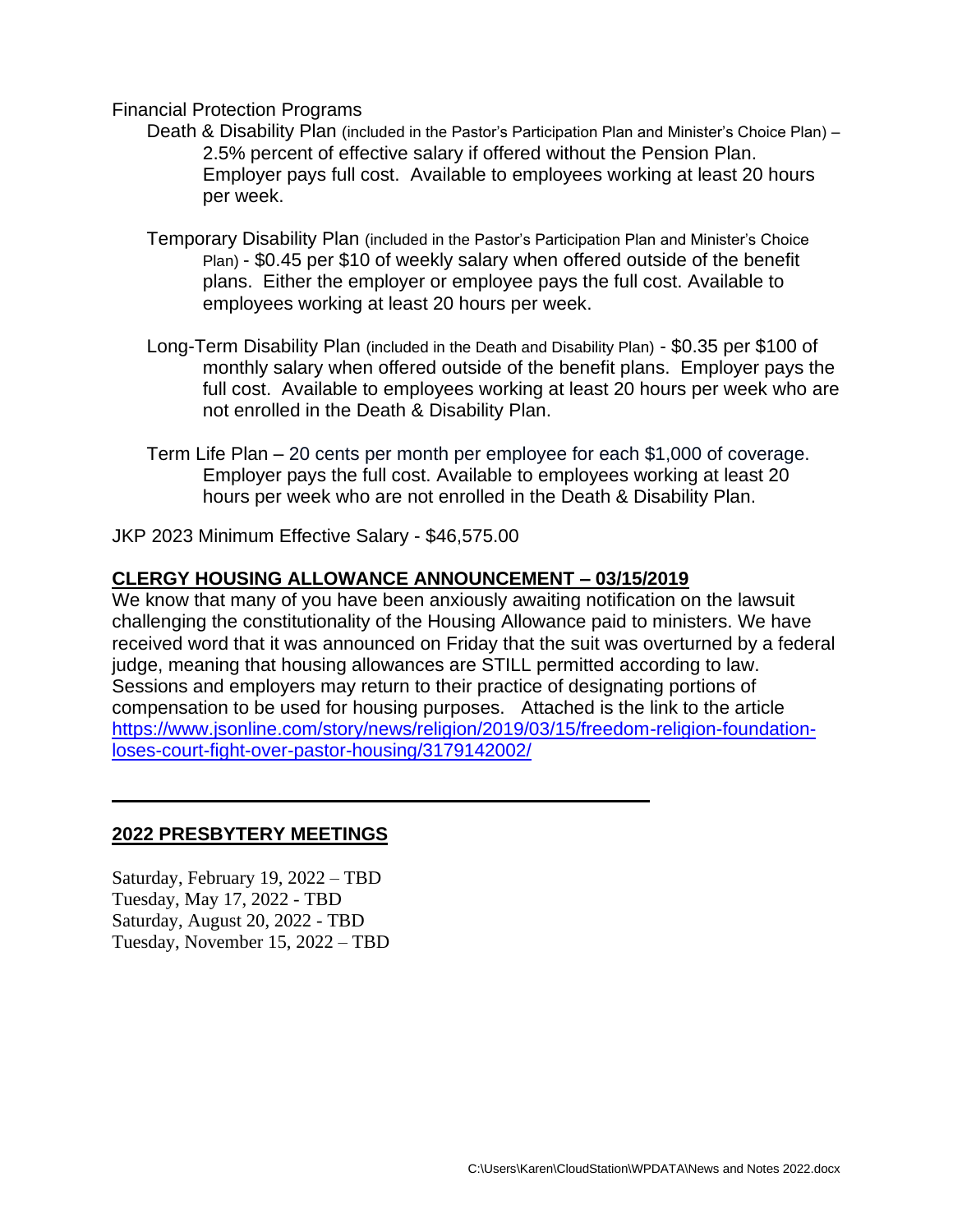Financial Protection Programs

- Death & Disability Plan (included in the Pastor's Participation Plan and Minister's Choice Plan) – 2.5% percent of effective salary if offered without the Pension Plan. Employer pays full cost. Available to employees working at least 20 hours per week.

- Temporary Disability Plan (included in the Pastor's Participation Plan and Minister's Choice Plan) - $0.45 per $10 of weekly salary when offered outside of the benefit plans. Either the employer or employee pays the full cost. Available to employees working at least 20 hours per week.

- Long-Term Disability Plan (included in the Death and Disability Plan) - $0.35 per $100 of monthly salary when offered outside of the benefit plans. Employer pays the full cost. Available to employees working at least 20 hours per week who are not enrolled in the Death & Disability Plan.

- Term Life Plan – 20 cents per month per employee for each $1,000 of coverage. Employer pays the full cost. Available to employees working at least 20 hours per week who are not enrolled in the Death & Disability Plan.

JKP 2023 Minimum Effective Salary - $46,575.00

**CLERGY HOUSING ALLOWANCE ANNOUNCEMENT – 03/15/2019**

We know that many of you have been anxiously awaiting notification on the lawsuit challenging the constitutionality of the Housing Allowance paid to ministers. We have received word that it was announced on Friday that the suit was overturned by a federal judge, meaning that housing allowances are STILL permitted according to law. Sessions and employers may return to their practice of designating portions of compensation to be used for housing purposes. Attached is the link to the article https://www.jsonline.com/story/news/religion/2019/03/15/freedom-religion-foundation-loses-court-fight-over-pastor-housing/3179142002/

---

**2022 PRESBYTERY MEETINGS**

Saturday, February 19, 2022 – TBD
Tuesday, May 17, 2022 - TBD
Saturday, August 20, 2022 - TBD
Tuesday, November 15, 2022 – TBD